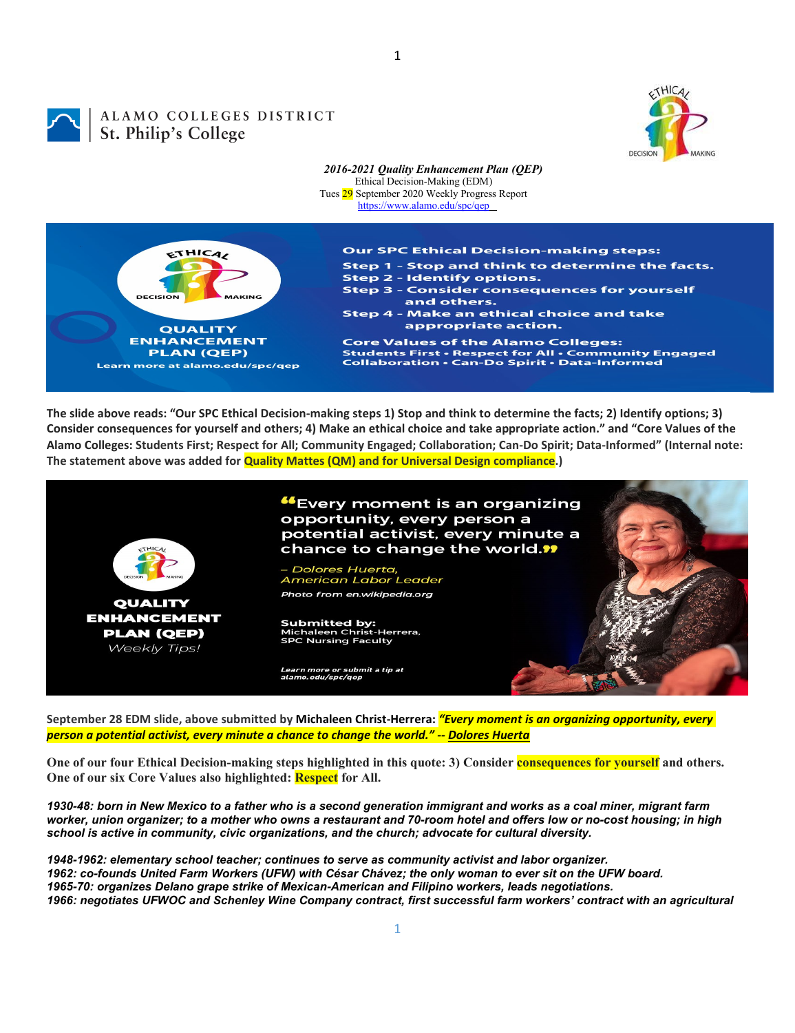ALAMO COLLEGES DISTRICT
St. Philip's College

*2016-2021 Quality Enhancement Plan (QEP)*
Ethical Decision-Making (EDM)
Tues 29 September 2020 Weekly Progress Report
https://www.alamo.edu/spc/qep

Our SPC Ethical Decision-making steps:
Step 1 - Stop and think to determine the facts.
Step 2 - Identify options.
Step 3 - Consider consequences for yourself and others.
Step 4 - Make an ethical choice and take appropriate action.

Core Values of the Alamo Colleges:
Students First • Respect for All • Community Engaged
Collaboration • Can-Do Spirit • Data-Informed

QUALITY ENHANCEMENT PLAN (QEP)
Learn more at alamo.edu/spc/qep

**The slide above reads: "Our SPC Ethical Decision-making steps 1) Stop and think to determine the facts; 2) Identify options; 3) Consider consequences for yourself and others; 4) Make an ethical choice and take appropriate action." and "Core Values of the Alamo Colleges: Students First; Respect for All; Community Engaged; Collaboration; Can-Do Spirit; Data-Informed" (Internal note: The statement above was added for Quality Mattes (QM) and for Universal Design compliance.)**

"Every moment is an organizing opportunity, every person a potential activist, every minute a chance to change the world."
– Dolores Huerta, American Labor Leader
Photo from en.wikipedia.org

Submitted by: Michaleen Christ-Herrera, SPC Nursing Faculty

QUALITY ENHANCEMENT PLAN (QEP) Weekly Tips!
Learn more or submit a tip at alamo.edu/spc/qep

**September 28 EDM slide, above submitted by Michaleen Christ-Herrera:** ***"Every moment is an organizing opportunity, every person a potential activist, every minute a chance to change the world." -- Dolores Huerta***

**One of our four Ethical Decision-making steps highlighted in this quote: 3) Consider consequences for yourself and others. One of our six Core Values also highlighted: Respect for All.**

***1930-48: born in New Mexico to a father who is a second generation immigrant and works as a coal miner, migrant farm worker, union organizer; to a mother who owns a restaurant and 70-room hotel and offers low or no-cost housing; in high school is active in community, civic organizations, and the church; advocate for cultural diversity.***

***1948-1962: elementary school teacher; continues to serve as community activist and labor organizer.***
***1962: co-founds United Farm Workers (UFW) with César Chávez; the only woman to ever sit on the UFW board.***
***1965-70: organizes Delano grape strike of Mexican-American and Filipino workers, leads negotiations.***
***1966: negotiates UFWOC and Schenley Wine Company contract, first successful farm workers' contract with an agricultural***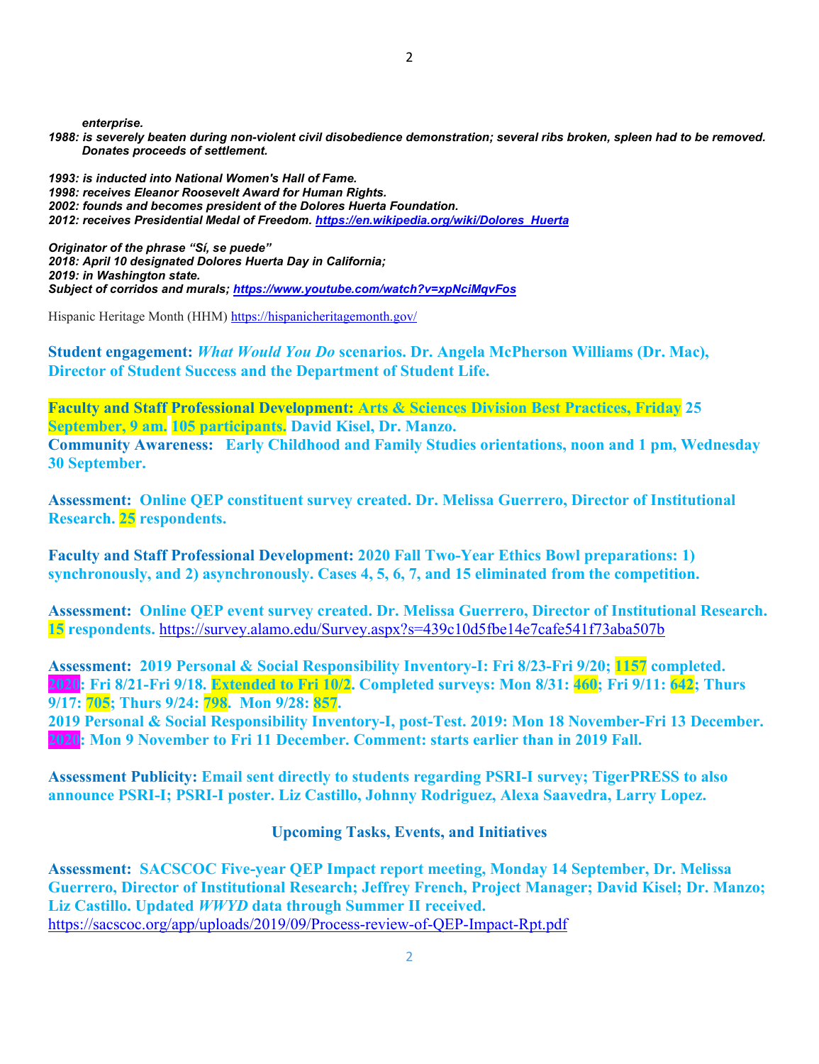*enterprise.*

*1988: is severely beaten during non-violent civil disobedience demonstration; several ribs broken, spleen had to be removed. Donates proceeds of settlement.*

*1993: is inducted into National Women's Hall of Fame.*
*1998: receives Eleanor Roosevelt Award for Human Rights.*
*2002: founds and becomes president of the Dolores Huerta Foundation.*
*2012: receives Presidential Medal of Freedom. https://en.wikipedia.org/wiki/Dolores_Huerta*

*Originator of the phrase "Sí, se puede"*
*2018: April 10 designated Dolores Huerta Day in California;*
*2019: in Washington state.*
*Subject of corridos and murals; https://www.youtube.com/watch?v=xpNciMqvFos*

Hispanic Heritage Month (HHM) https://hispanicheritagemonth.gov/

**Student engagement: *What Would You Do* scenarios. Dr. Angela McPherson Williams (Dr. Mac), Director of Student Success and the Department of Student Life.**

**Faculty and Staff Professional Development: Arts & Sciences Division Best Practices, Friday 25 September, 9 am. 105 participants. David Kisel, Dr. Manzo.**
**Community Awareness: Early Childhood and Family Studies orientations, noon and 1 pm, Wednesday 30 September.**

**Assessment: Online QEP constituent survey created. Dr. Melissa Guerrero, Director of Institutional Research. 25 respondents.**

**Faculty and Staff Professional Development: 2020 Fall Two-Year Ethics Bowl preparations: 1) synchronously, and 2) asynchronously. Cases 4, 5, 6, 7, and 15 eliminated from the competition.**

**Assessment: Online QEP event survey created. Dr. Melissa Guerrero, Director of Institutional Research. 15 respondents.** https://survey.alamo.edu/Survey.aspx?s=439c10d5fbe14e7cafe541f73aba507b

**Assessment: 2019 Personal & Social Responsibility Inventory-I: Fri 8/23-Fri 9/20; 1157 completed. 2020: Fri 8/21-Fri 9/18. Extended to Fri 10/2. Completed surveys: Mon 8/31: 460; Fri 9/11: 642; Thurs 9/17: 705; Thurs 9/24: 798. Mon 9/28: 857.**
**2019 Personal & Social Responsibility Inventory-I, post-Test. 2019: Mon 18 November-Fri 13 December. 2020: Mon 9 November to Fri 11 December. Comment: starts earlier than in 2019 Fall.**

**Assessment Publicity: Email sent directly to students regarding PSRI-I survey; TigerPRESS to also announce PSRI-I; PSRI-I poster. Liz Castillo, Johnny Rodriguez, Alexa Saavedra, Larry Lopez.**

## Upcoming Tasks, Events, and Initiatives

**Assessment: SACSCOC Five-year QEP Impact report meeting, Monday 14 September, Dr. Melissa Guerrero, Director of Institutional Research; Jeffrey French, Project Manager; David Kisel; Dr. Manzo; Liz Castillo. Updated *WWYD* data through Summer II received.**
https://sacscoc.org/app/uploads/2019/09/Process-review-of-QEP-Impact-Rpt.pdf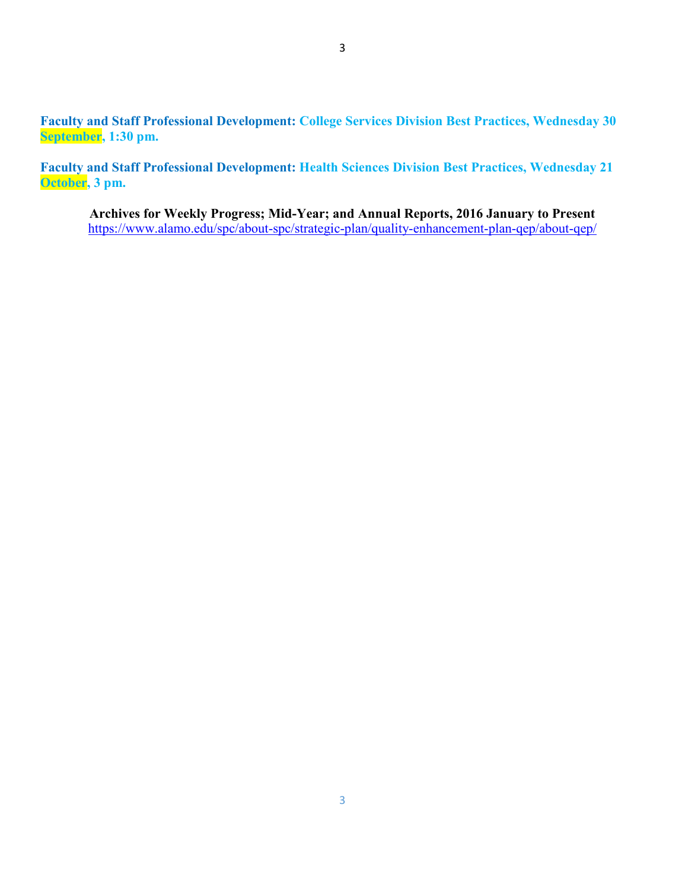**Faculty and Staff Professional Development:** **College Services Division Best Practices, Wednesday 30 September, 1:30 pm.**

**Faculty and Staff Professional Development:** **Health Sciences Division Best Practices, Wednesday 21 October, 3 pm.**

**Archives for Weekly Progress; Mid-Year; and Annual Reports, 2016 January to Present**
https://www.alamo.edu/spc/about-spc/strategic-plan/quality-enhancement-plan-qep/about-qep/